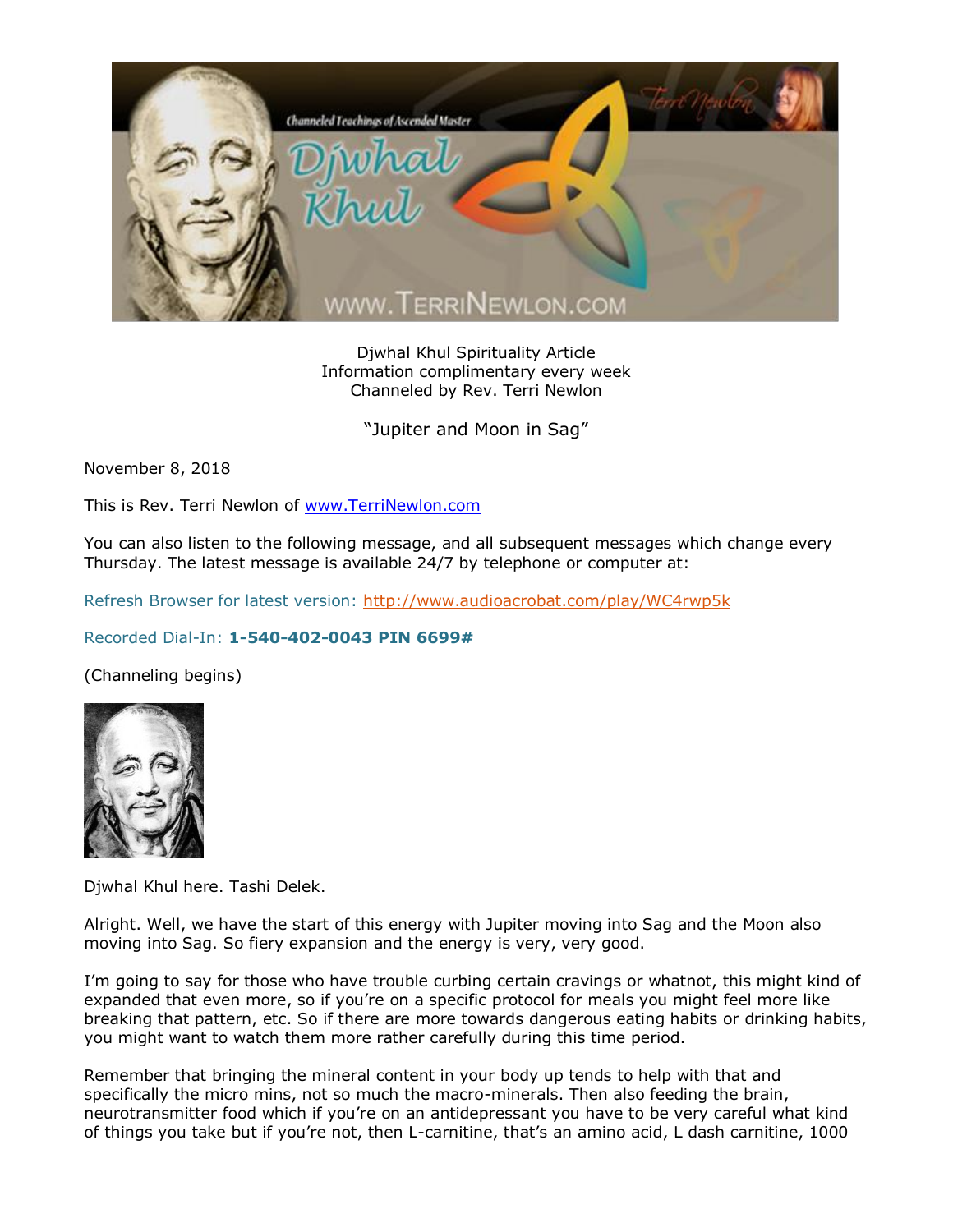Djwhal Khul Spirituality Article
Information complimentary every week
Channeled by Rev. Terri Newlon

"Jupiter and Moon in Sag"

November 8, 2018

This is Rev. Terri Newlon of [www.TerriNewlon.com](http://www.TerriNewlon.com)

You can also listen to the following message, and all subsequent messages which change every Thursday. The latest message is available 24/7 by telephone or computer at:

Refresh Browser for latest version: [http://www.audioacrobat.com/play/WC4rwp5k](http://www.audioacrobat.com/play/WC4rwp5k)

Recorded Dial-In: **1-540-402-0043 PIN 6699#**

(Channeling begins)

Djwhal Khul here. Tashi Delek.

Alright. Well, we have the start of this energy with Jupiter moving into Sag and the Moon also moving into Sag. So fiery expansion and the energy is very, very good.

I'm going to say for those who have trouble curbing certain cravings or whatnot, this might kind of expanded that even more, so if you're on a specific protocol for meals you might feel more like breaking that pattern, etc. So if there are more towards dangerous eating habits or drinking habits, you might want to watch them more rather carefully during this time period.

Remember that bringing the mineral content in your body up tends to help with that and specifically the micro mins, not so much the macro-minerals. Then also feeding the brain, neurotransmitter food which if you're on an antidepressant you have to be very careful what kind of things you take but if you're not, then L-carnitine, that's an amino acid, L dash carnitine, 1000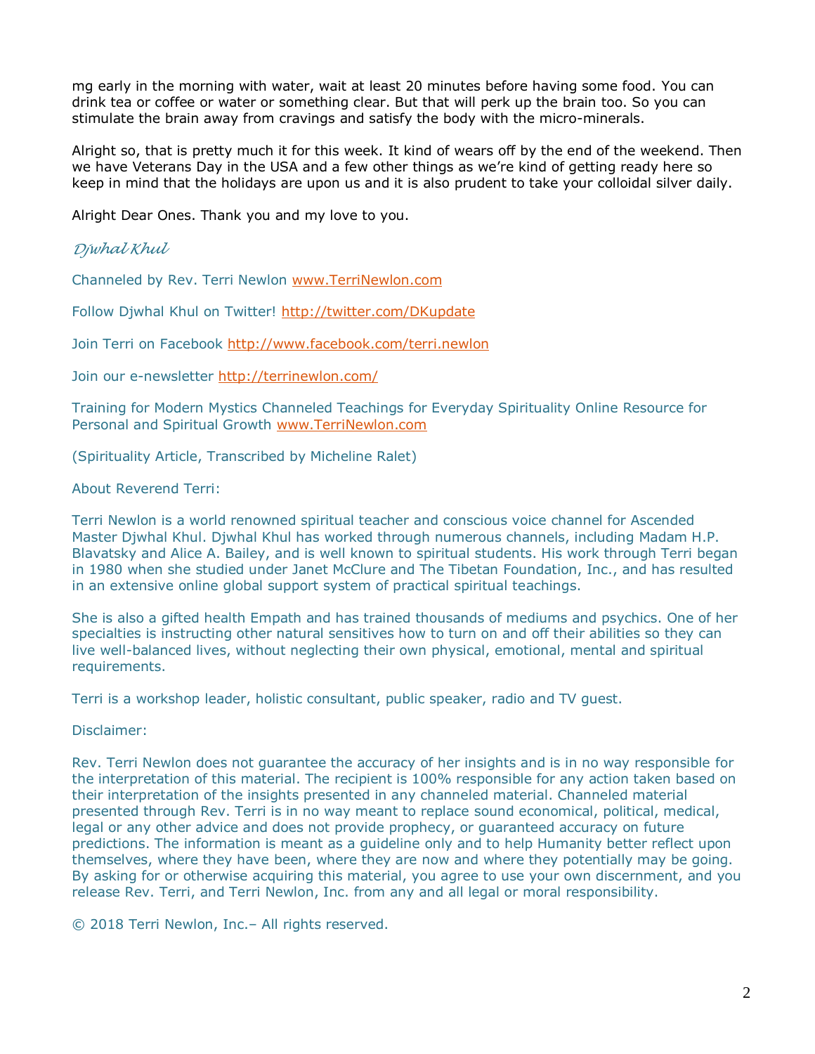mg early in the morning with water, wait at least 20 minutes before having some food. You can drink tea or coffee or water or something clear. But that will perk up the brain too. So you can stimulate the brain away from cravings and satisfy the body with the micro-minerals.

Alright so, that is pretty much it for this week. It kind of wears off by the end of the weekend. Then we have Veterans Day in the USA and a few other things as we're kind of getting ready here so keep in mind that the holidays are upon us and it is also prudent to take your colloidal silver daily.

Alright Dear Ones. Thank you and my love to you.

*Djwhal Khul*

Channeled by Rev. Terri Newlon www.TerriNewlon.com

Follow Djwhal Khul on Twitter! http://twitter.com/DKupdate

Join Terri on Facebook http://www.facebook.com/terri.newlon

Join our e-newsletter http://terrinewlon.com/

Training for Modern Mystics Channeled Teachings for Everyday Spirituality Online Resource for Personal and Spiritual Growth www.TerriNewlon.com

(Spirituality Article, Transcribed by Micheline Ralet)

About Reverend Terri:

Terri Newlon is a world renowned spiritual teacher and conscious voice channel for Ascended Master Djwhal Khul. Djwhal Khul has worked through numerous channels, including Madam H.P. Blavatsky and Alice A. Bailey, and is well known to spiritual students. His work through Terri began in 1980 when she studied under Janet McClure and The Tibetan Foundation, Inc., and has resulted in an extensive online global support system of practical spiritual teachings.

She is also a gifted health Empath and has trained thousands of mediums and psychics. One of her specialties is instructing other natural sensitives how to turn on and off their abilities so they can live well-balanced lives, without neglecting their own physical, emotional, mental and spiritual requirements.

Terri is a workshop leader, holistic consultant, public speaker, radio and TV guest.

Disclaimer:

Rev. Terri Newlon does not guarantee the accuracy of her insights and is in no way responsible for the interpretation of this material. The recipient is 100% responsible for any action taken based on their interpretation of the insights presented in any channeled material. Channeled material presented through Rev. Terri is in no way meant to replace sound economical, political, medical, legal or any other advice and does not provide prophecy, or guaranteed accuracy on future predictions. The information is meant as a guideline only and to help Humanity better reflect upon themselves, where they have been, where they are now and where they potentially may be going. By asking for or otherwise acquiring this material, you agree to use your own discernment, and you release Rev. Terri, and Terri Newlon, Inc. from any and all legal or moral responsibility.

© 2018 Terri Newlon, Inc.– All rights reserved.